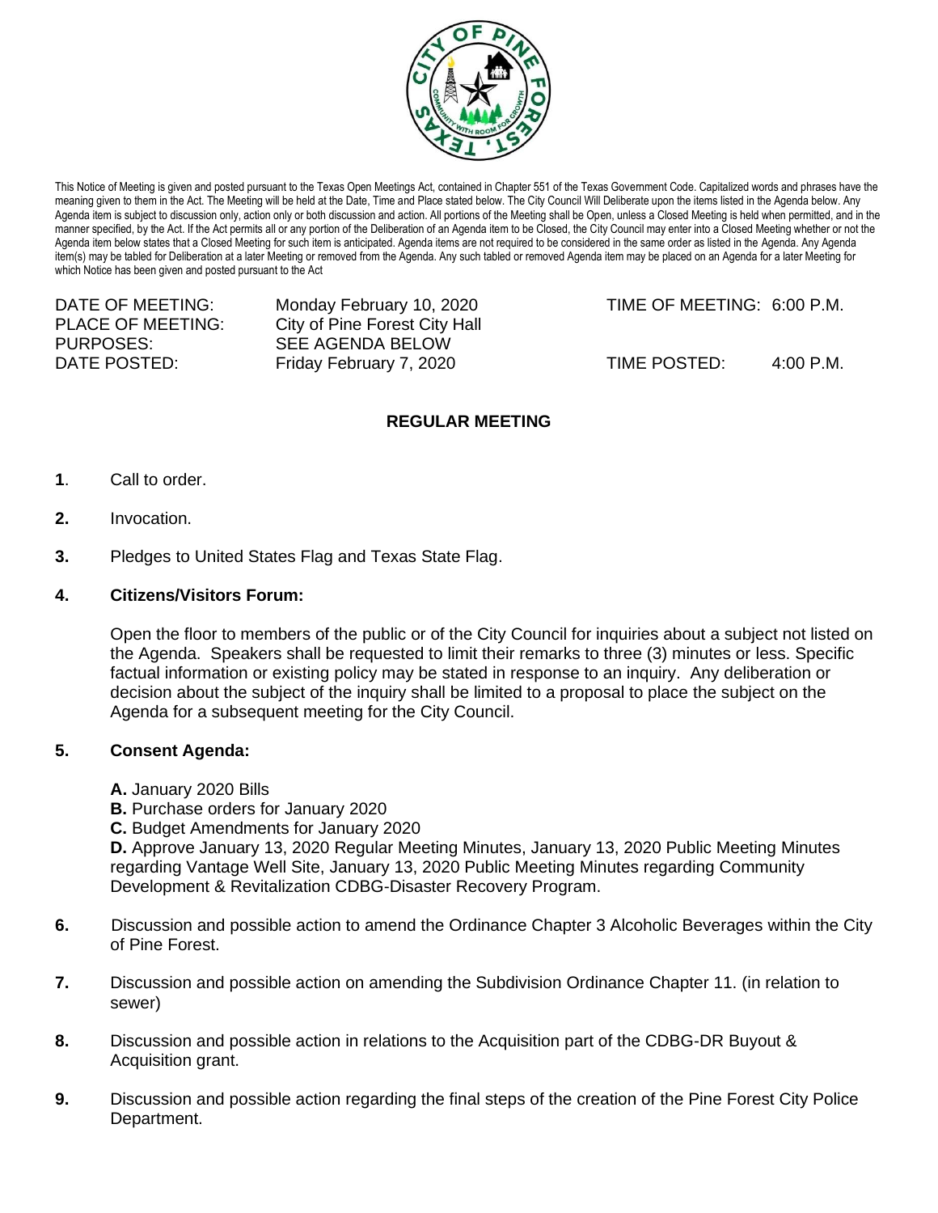This Notice of Meeting is given and posted pursuant to the Texas Open Meetings Act, contained in Chapter 551 of the Texas Government Code. Capitalized words and phrases have the meaning given to them in the Act. The Meeting will be held at the Date, Time and Place stated below. The City Council Will Deliberate upon the items listed in the Agenda below. Any Agenda item is subject to discussion only, action only or both discussion and action. All portions of the Meeting shall be Open, unless a Closed Meeting is held when permitted, and in the manner specified, by the Act. If the Act permits all or any portion of the Deliberation of an Agenda item to be Closed, the City Council may enter into a Closed Meeting whether or not the Agenda item below states that a Closed Meeting for such item is anticipated. Agenda items are not required to be considered in the same order as listed in the Agenda. Any Agenda item(s) may be tabled for Deliberation at a later Meeting or removed from the Agenda. Any such tabled or removed Agenda item may be placed on an Agenda for a later Meeting for which Notice has been given and posted pursuant to the Act

| | | | |
|---|---|---|---|
| DATE OF MEETING: | Monday February 10, 2020 | TIME OF MEETING: | 6:00 P.M. |
| PLACE OF MEETING: | City of Pine Forest City Hall | | |
| PURPOSES: | SEE AGENDA BELOW | | |
| DATE POSTED: | Friday February 7, 2020 | TIME POSTED: | 4:00 P.M. |

## REGULAR MEETING

**1**. Call to order.

**2.** Invocation.

**3.** Pledges to United States Flag and Texas State Flag.

**4. Citizens/Visitors Forum:**

Open the floor to members of the public or of the City Council for inquiries about a subject not listed on the Agenda. Speakers shall be requested to limit their remarks to three (3) minutes or less. Specific factual information or existing policy may be stated in response to an inquiry. Any deliberation or decision about the subject of the inquiry shall be limited to a proposal to place the subject on the Agenda for a subsequent meeting for the City Council.

**5. Consent Agenda:**

**A.** January 2020 Bills
**B.** Purchase orders for January 2020
**C.** Budget Amendments for January 2020
**D.** Approve January 13, 2020 Regular Meeting Minutes, January 13, 2020 Public Meeting Minutes regarding Vantage Well Site, January 13, 2020 Public Meeting Minutes regarding Community Development & Revitalization CDBG-Disaster Recovery Program.

**6.** Discussion and possible action to amend the Ordinance Chapter 3 Alcoholic Beverages within the City of Pine Forest.

**7.** Discussion and possible action on amending the Subdivision Ordinance Chapter 11. (in relation to sewer)

**8.** Discussion and possible action in relations to the Acquisition part of the CDBG-DR Buyout & Acquisition grant.

**9.** Discussion and possible action regarding the final steps of the creation of the Pine Forest City Police Department.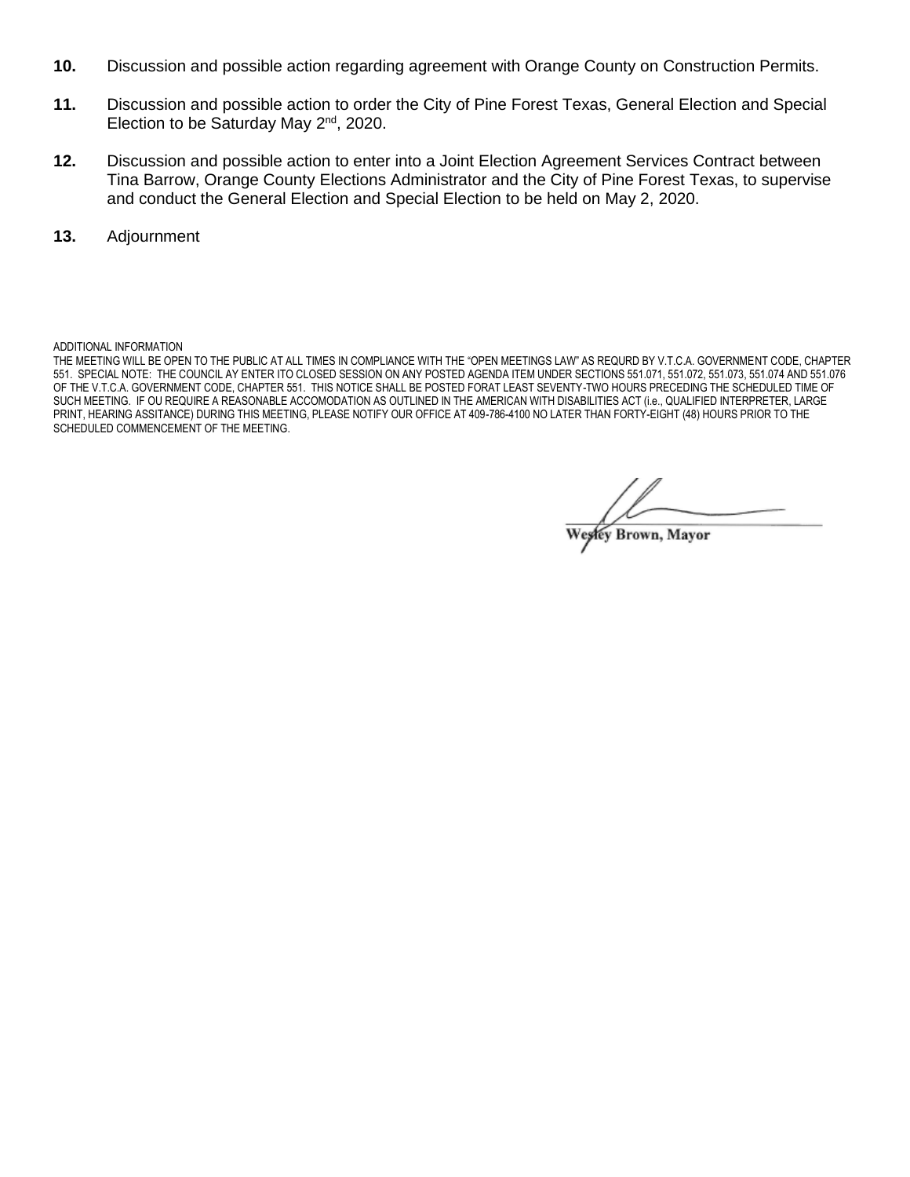**10.** Discussion and possible action regarding agreement with Orange County on Construction Permits.

**11.** Discussion and possible action to order the City of Pine Forest Texas, General Election and Special Election to be Saturday May 2nd, 2020.

**12.** Discussion and possible action to enter into a Joint Election Agreement Services Contract between Tina Barrow, Orange County Elections Administrator and the City of Pine Forest Texas, to supervise and conduct the General Election and Special Election to be held on May 2, 2020.

**13.** Adjournment

ADDITIONAL INFORMATION

THE MEETING WILL BE OPEN TO THE PUBLIC AT ALL TIMES IN COMPLIANCE WITH THE "OPEN MEETINGS LAW" AS REQURD BY V.T.C.A. GOVERNMENT CODE, CHAPTER 551. SPECIAL NOTE: THE COUNCIL AY ENTER ITO CLOSED SESSION ON ANY POSTED AGENDA ITEM UNDER SECTIONS 551.071, 551.072, 551.073, 551.074 AND 551.076 OF THE V.T.C.A. GOVERNMENT CODE, CHAPTER 551. THIS NOTICE SHALL BE POSTED FORAT LEAST SEVENTY-TWO HOURS PRECEDING THE SCHEDULED TIME OF SUCH MEETING. IF OU REQUIRE A REASONABLE ACCOMODATION AS OUTLINED IN THE AMERICAN WITH DISABILITIES ACT (i.e., QUALIFIED INTERPRETER, LARGE PRINT, HEARING ASSITANCE) DURING THIS MEETING, PLEASE NOTIFY OUR OFFICE AT 409-786-4100 NO LATER THAN FORTY-EIGHT (48) HOURS PRIOR TO THE SCHEDULED COMMENCEMENT OF THE MEETING.

Wesley Brown, Mayor